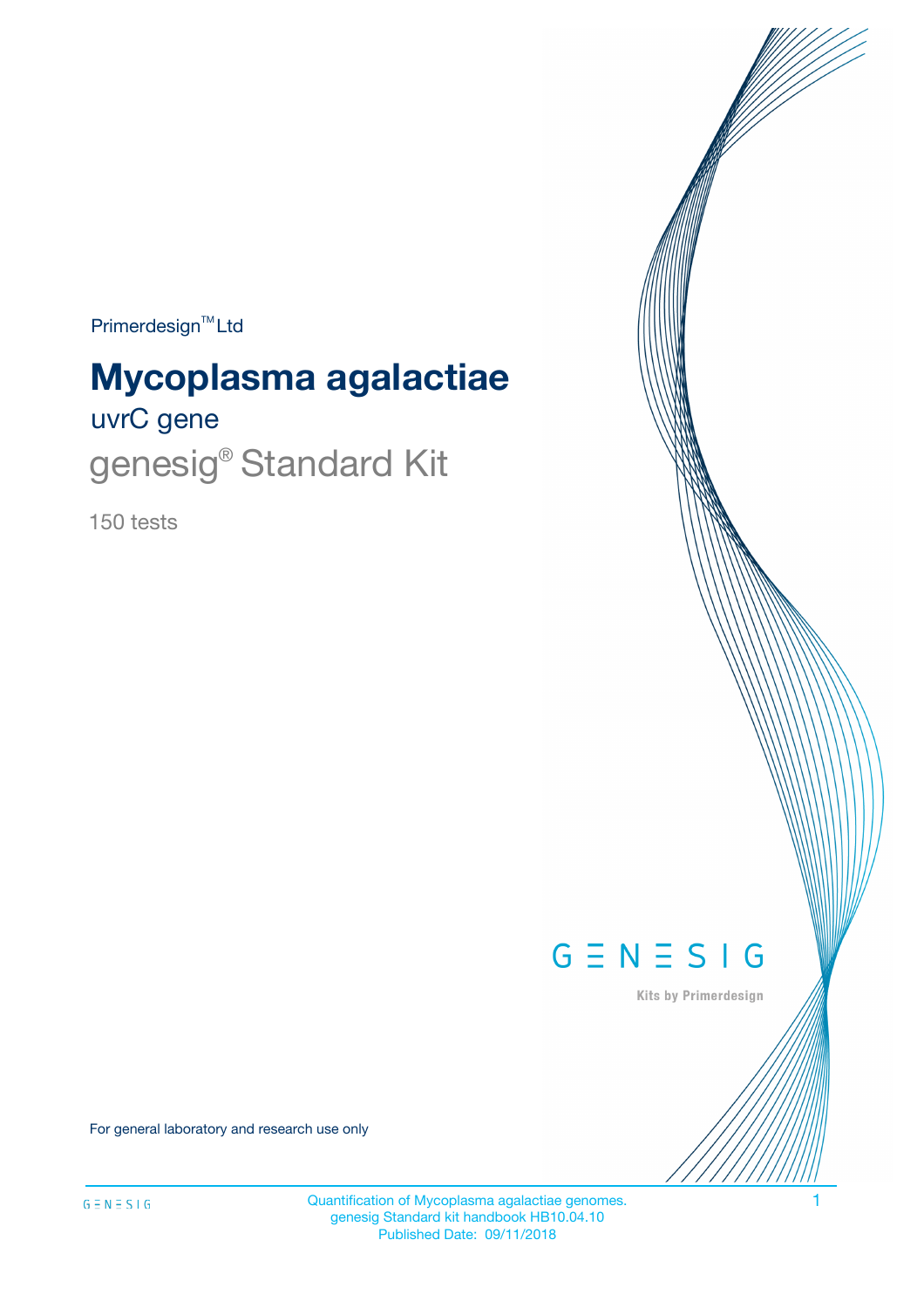Primerdesign™ Ltd

# Mycoplasma agalactiae

uvrC gene

genesig® Standard Kit

150 tests

GENESIG

Kits by Primerdesign

For general laboratory and research use only

Quantification of Mycoplasma agalactiae genomes.
genesig Standard kit handbook HB10.04.10
Published Date: 09/11/2018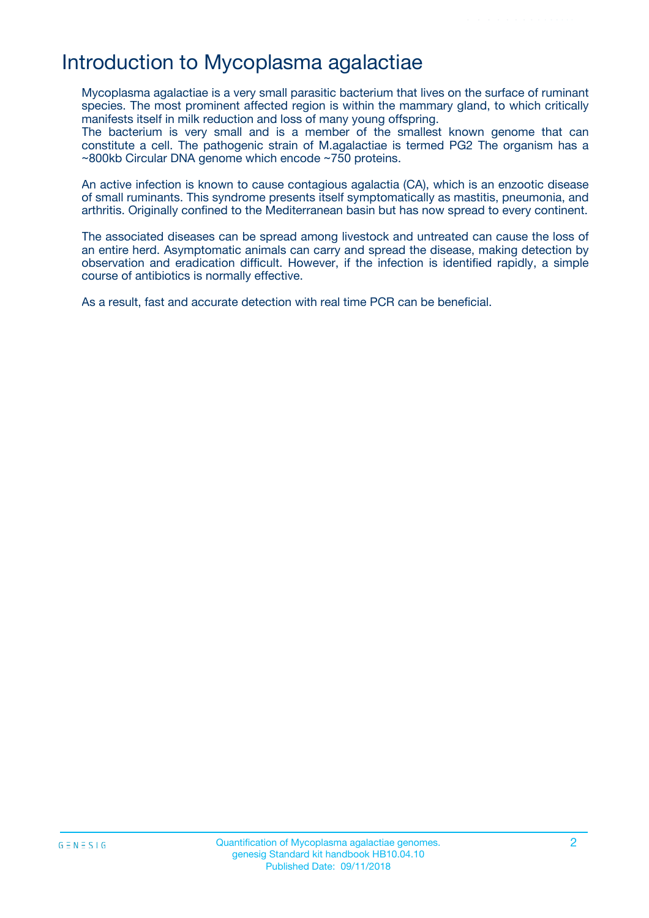# Introduction to Mycoplasma agalactiae

Mycoplasma agalactiae is a very small parasitic bacterium that lives on the surface of ruminant species. The most prominent affected region is within the mammary gland, to which critically manifests itself in milk reduction and loss of many young offspring.
The bacterium is very small and is a member of the smallest known genome that can constitute a cell. The pathogenic strain of M.agalactiae is termed PG2 The organism has a ~800kb Circular DNA genome which encode ~750 proteins.

An active infection is known to cause contagious agalactia (CA), which is an enzootic disease of small ruminants. This syndrome presents itself symptomatically as mastitis, pneumonia, and arthritis. Originally confined to the Mediterranean basin but has now spread to every continent.

The associated diseases can be spread among livestock and untreated can cause the loss of an entire herd. Asymptomatic animals can carry and spread the disease, making detection by observation and eradication difficult. However, if the infection is identified rapidly, a simple course of antibiotics is normally effective.

As a result, fast and accurate detection with real time PCR can be beneficial.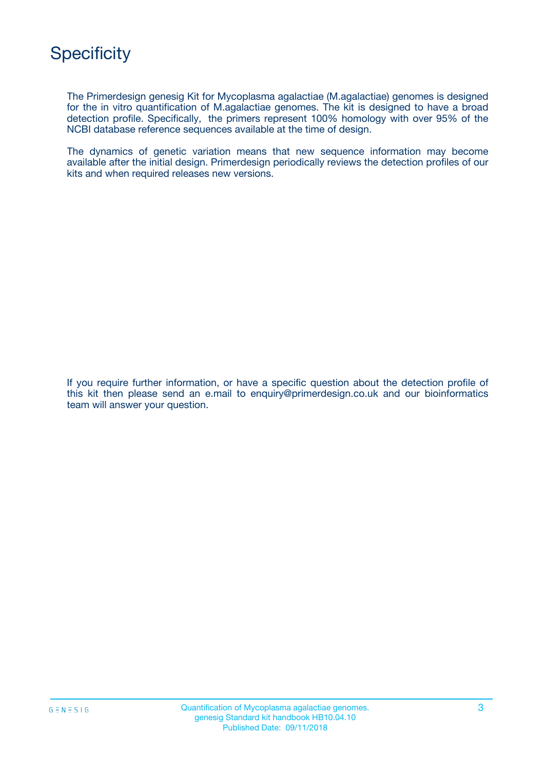# Specificity

The Primerdesign genesig Kit for Mycoplasma agalactiae (M.agalactiae) genomes is designed for the in vitro quantification of M.agalactiae genomes. The kit is designed to have a broad detection profile. Specifically, the primers represent 100% homology with over 95% of the NCBI database reference sequences available at the time of design.

The dynamics of genetic variation means that new sequence information may become available after the initial design. Primerdesign periodically reviews the detection profiles of our kits and when required releases new versions.

If you require further information, or have a specific question about the detection profile of this kit then please send an e.mail to enquiry@primerdesign.co.uk and our bioinformatics team will answer your question.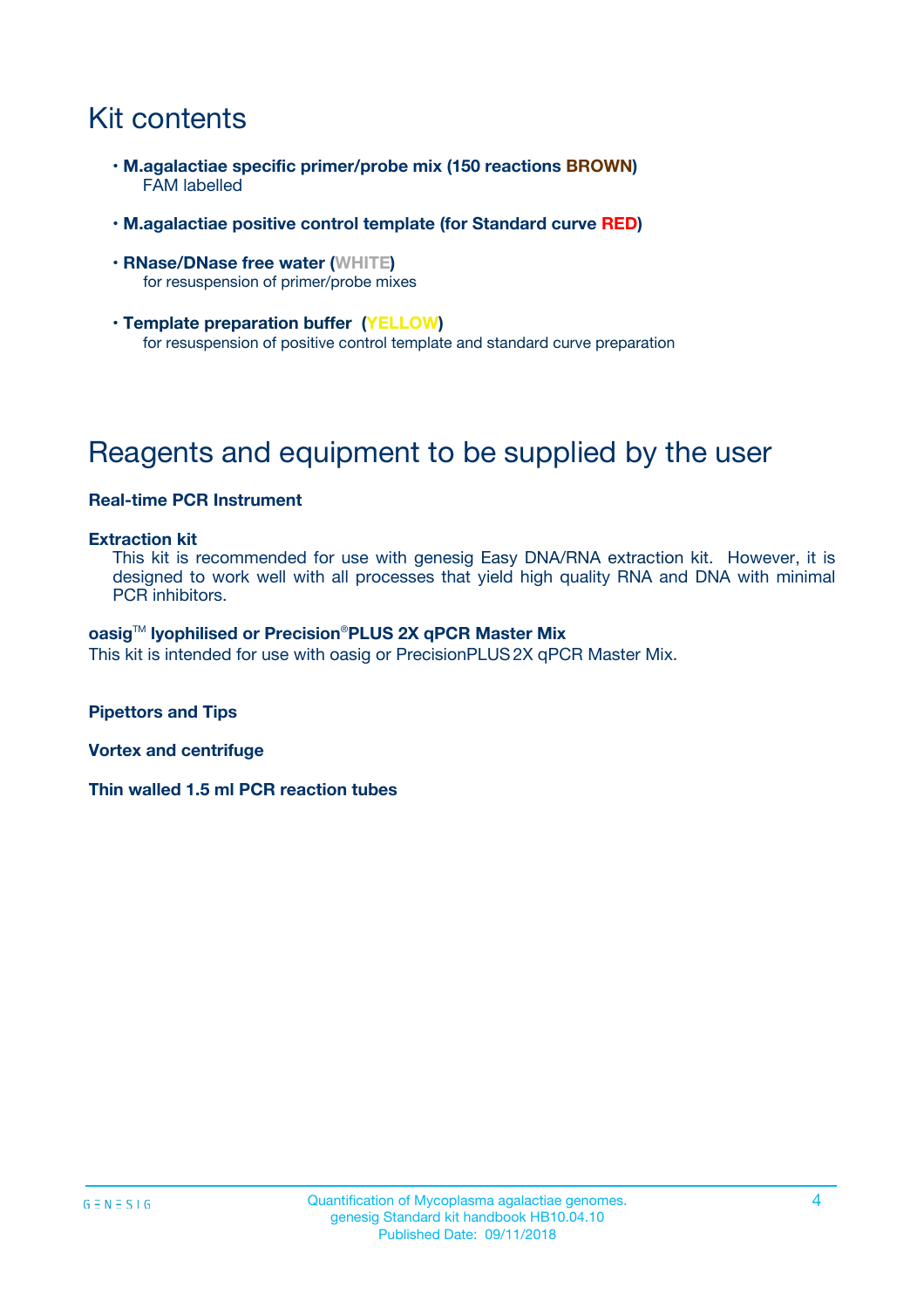# Kit contents

- **M.agalactiae specific primer/probe mix (150 reactions BROWN)**
  FAM labelled
- **M.agalactiae positive control template (for Standard curve RED)**
- **RNase/DNase free water (WHITE)**
  for resuspension of primer/probe mixes
- **Template preparation buffer (YELLOW)**
  for resuspension of positive control template and standard curve preparation

# Reagents and equipment to be supplied by the user

**Real-time PCR Instrument**

**Extraction kit**
This kit is recommended for use with genesig Easy DNA/RNA extraction kit. However, it is designed to work well with all processes that yield high quality RNA and DNA with minimal PCR inhibitors.

**oasig™ lyophilised or Precision®PLUS 2X qPCR Master Mix**
This kit is intended for use with oasig or PrecisionPLUS 2X qPCR Master Mix.

**Pipettors and Tips**

**Vortex and centrifuge**

**Thin walled 1.5 ml PCR reaction tubes**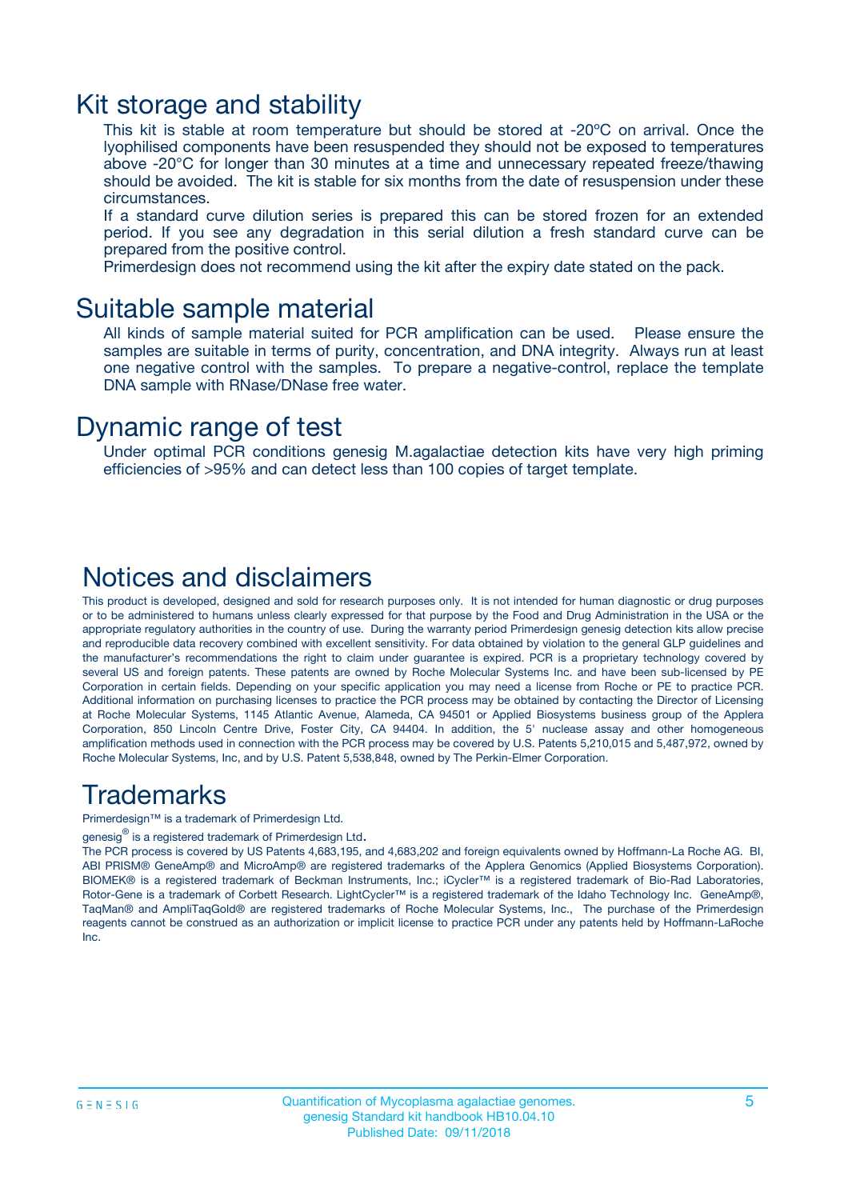## Kit storage and stability

This kit is stable at room temperature but should be stored at -20ºC on arrival. Once the lyophilised components have been resuspended they should not be exposed to temperatures above -20°C for longer than 30 minutes at a time and unnecessary repeated freeze/thawing should be avoided. The kit is stable for six months from the date of resuspension under these circumstances.

If a standard curve dilution series is prepared this can be stored frozen for an extended period. If you see any degradation in this serial dilution a fresh standard curve can be prepared from the positive control.

Primerdesign does not recommend using the kit after the expiry date stated on the pack.

## Suitable sample material

All kinds of sample material suited for PCR amplification can be used. Please ensure the samples are suitable in terms of purity, concentration, and DNA integrity. Always run at least one negative control with the samples. To prepare a negative-control, replace the template DNA sample with RNase/DNase free water.

## Dynamic range of test

Under optimal PCR conditions genesig M.agalactiae detection kits have very high priming efficiencies of >95% and can detect less than 100 copies of target template.

## Notices and disclaimers

This product is developed, designed and sold for research purposes only. It is not intended for human diagnostic or drug purposes or to be administered to humans unless clearly expressed for that purpose by the Food and Drug Administration in the USA or the appropriate regulatory authorities in the country of use. During the warranty period Primerdesign genesig detection kits allow precise and reproducible data recovery combined with excellent sensitivity. For data obtained by violation to the general GLP guidelines and the manufacturer's recommendations the right to claim under guarantee is expired. PCR is a proprietary technology covered by several US and foreign patents. These patents are owned by Roche Molecular Systems Inc. and have been sub-licensed by PE Corporation in certain fields. Depending on your specific application you may need a license from Roche or PE to practice PCR. Additional information on purchasing licenses to practice the PCR process may be obtained by contacting the Director of Licensing at Roche Molecular Systems, 1145 Atlantic Avenue, Alameda, CA 94501 or Applied Biosystems business group of the Applera Corporation, 850 Lincoln Centre Drive, Foster City, CA 94404. In addition, the 5' nuclease assay and other homogeneous amplification methods used in connection with the PCR process may be covered by U.S. Patents 5,210,015 and 5,487,972, owned by Roche Molecular Systems, Inc, and by U.S. Patent 5,538,848, owned by The Perkin-Elmer Corporation.

## Trademarks

Primerdesign™ is a trademark of Primerdesign Ltd.

genesig® is a registered trademark of Primerdesign Ltd.

The PCR process is covered by US Patents 4,683,195, and 4,683,202 and foreign equivalents owned by Hoffmann-La Roche AG. BI, ABI PRISM® GeneAmp® and MicroAmp® are registered trademarks of the Applera Genomics (Applied Biosystems Corporation). BIOMEK® is a registered trademark of Beckman Instruments, Inc.; iCycler™ is a registered trademark of Bio-Rad Laboratories, Rotor-Gene is a trademark of Corbett Research. LightCycler™ is a registered trademark of the Idaho Technology Inc. GeneAmp®, TaqMan® and AmpliTaqGold® are registered trademarks of Roche Molecular Systems, Inc., The purchase of the Primerdesign reagents cannot be construed as an authorization or implicit license to practice PCR under any patents held by Hoffmann-LaRoche Inc.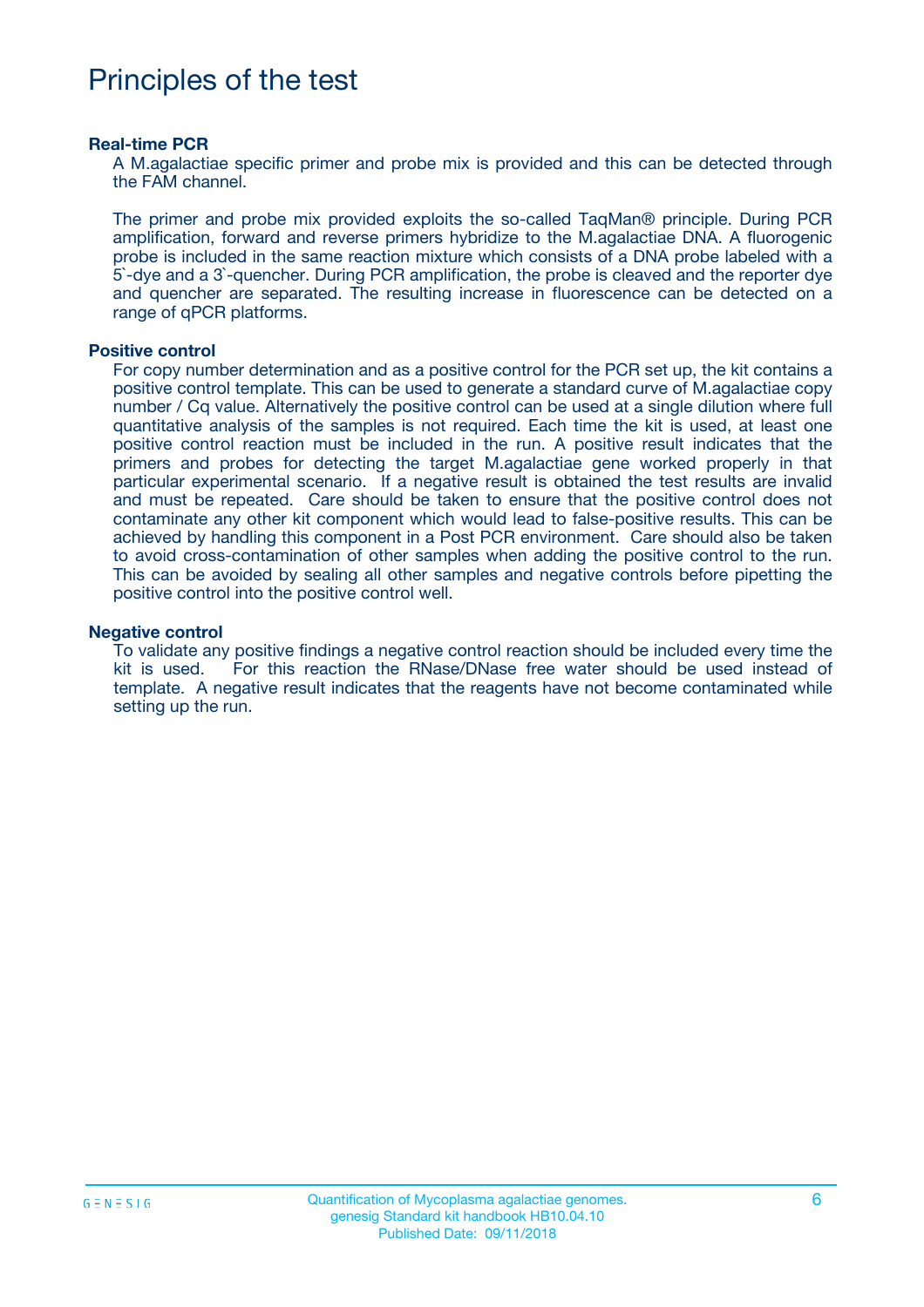# Principles of the test

**Real-time PCR**

A M.agalactiae specific primer and probe mix is provided and this can be detected through the FAM channel.

The primer and probe mix provided exploits the so-called TaqMan® principle. During PCR amplification, forward and reverse primers hybridize to the M.agalactiae DNA. A fluorogenic probe is included in the same reaction mixture which consists of a DNA probe labeled with a 5`-dye and a 3`-quencher. During PCR amplification, the probe is cleaved and the reporter dye and quencher are separated. The resulting increase in fluorescence can be detected on a range of qPCR platforms.

**Positive control**

For copy number determination and as a positive control for the PCR set up, the kit contains a positive control template. This can be used to generate a standard curve of M.agalactiae copy number / Cq value. Alternatively the positive control can be used at a single dilution where full quantitative analysis of the samples is not required. Each time the kit is used, at least one positive control reaction must be included in the run. A positive result indicates that the primers and probes for detecting the target M.agalactiae gene worked properly in that particular experimental scenario. If a negative result is obtained the test results are invalid and must be repeated. Care should be taken to ensure that the positive control does not contaminate any other kit component which would lead to false-positive results. This can be achieved by handling this component in a Post PCR environment. Care should also be taken to avoid cross-contamination of other samples when adding the positive control to the run. This can be avoided by sealing all other samples and negative controls before pipetting the positive control into the positive control well.

**Negative control**

To validate any positive findings a negative control reaction should be included every time the kit is used. For this reaction the RNase/DNase free water should be used instead of template. A negative result indicates that the reagents have not become contaminated while setting up the run.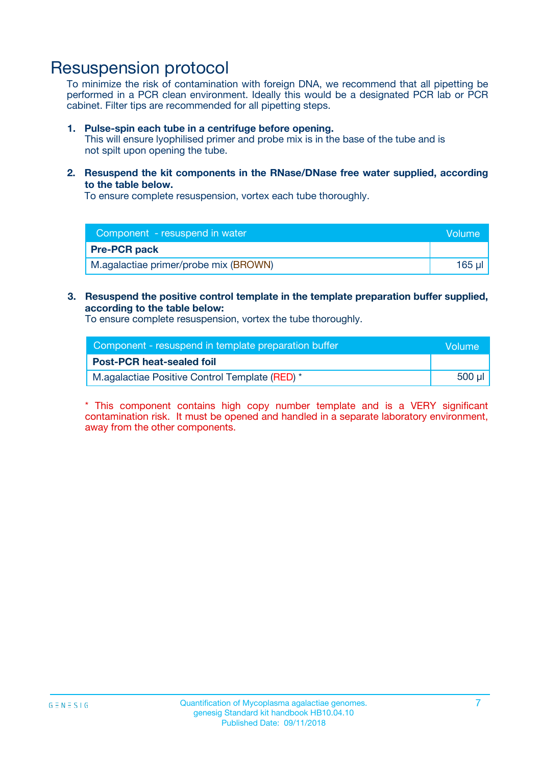# Resuspension protocol

To minimize the risk of contamination with foreign DNA, we recommend that all pipetting be performed in a PCR clean environment. Ideally this would be a designated PCR lab or PCR cabinet. Filter tips are recommended for all pipetting steps.

1. **Pulse-spin each tube in a centrifuge before opening.**
   This will ensure lyophilised primer and probe mix is in the base of the tube and is not spilt upon opening the tube.

2. **Resuspend the kit components in the RNase/DNase free water supplied, according to the table below.**
   To ensure complete resuspension, vortex each tube thoroughly.

| Component - resuspend in water | Volume |
|---|---|
| **Pre-PCR pack** | |
| M.agalactiae primer/probe mix (BROWN) | 165 µl |

3. **Resuspend the positive control template in the template preparation buffer supplied, according to the table below:**
   To ensure complete resuspension, vortex the tube thoroughly.

| Component - resuspend in template preparation buffer | Volume |
|---|---|
| **Post-PCR heat-sealed foil** | |
| M.agalactiae Positive Control Template (RED) * | 500 µl |

* This component contains high copy number template and is a VERY significant contamination risk. It must be opened and handled in a separate laboratory environment, away from the other components.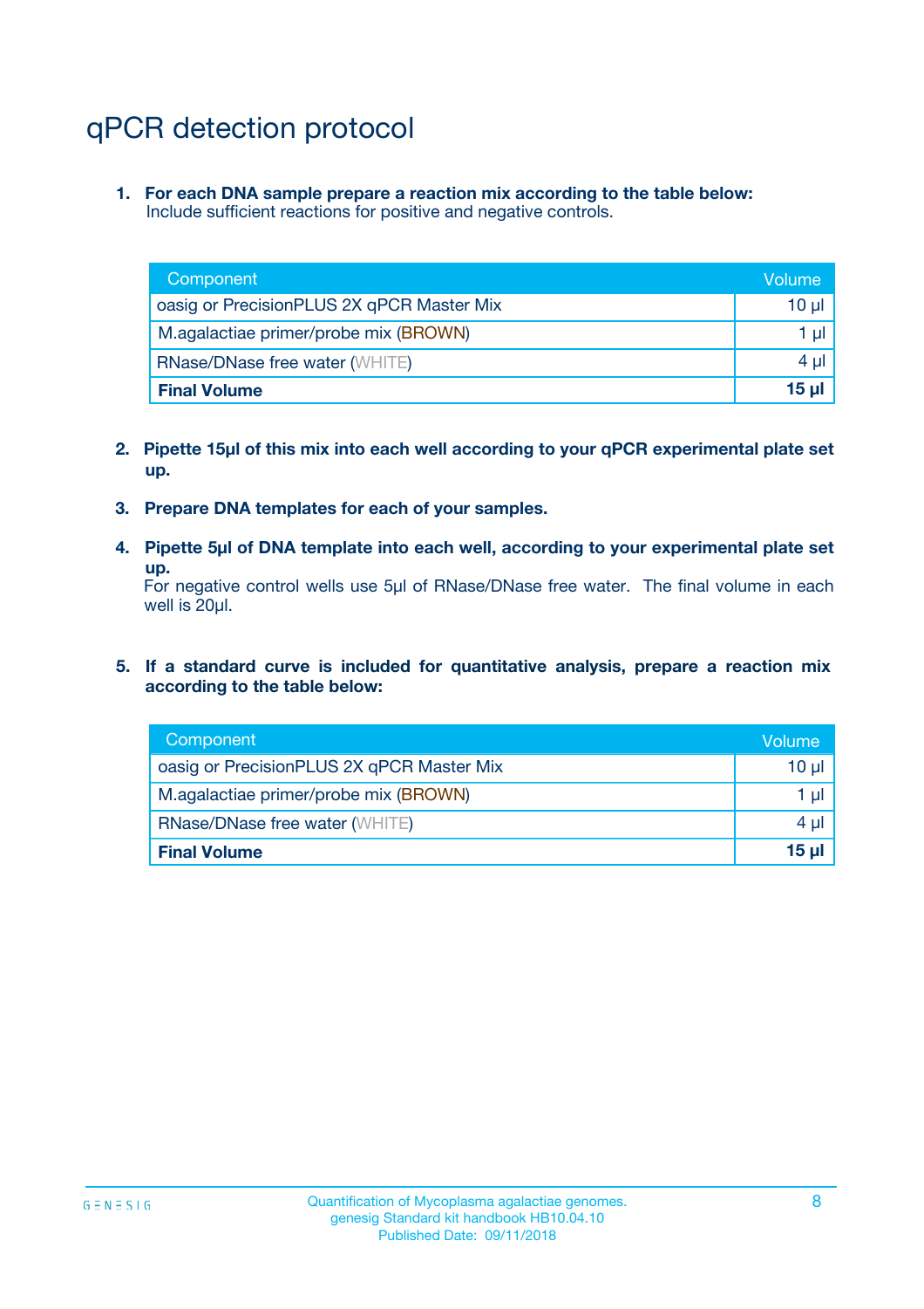# qPCR detection protocol

1. **For each DNA sample prepare a reaction mix according to the table below:**
   Include sufficient reactions for positive and negative controls.

| Component | Volume |
|---|---|
| oasig or PrecisionPLUS 2X qPCR Master Mix | 10 µl |
| M.agalactiae primer/probe mix (BROWN) | 1 µl |
| RNase/DNase free water (WHITE) | 4 µl |
| **Final Volume** | **15 µl** |

2. **Pipette 15µl of this mix into each well according to your qPCR experimental plate set up.**

3. **Prepare DNA templates for each of your samples.**

4. **Pipette 5µl of DNA template into each well, according to your experimental plate set up.**
   For negative control wells use 5µl of RNase/DNase free water. The final volume in each well is 20µl.

5. **If a standard curve is included for quantitative analysis, prepare a reaction mix according to the table below:**

| Component | Volume |
|---|---|
| oasig or PrecisionPLUS 2X qPCR Master Mix | 10 µl |
| M.agalactiae primer/probe mix (BROWN) | 1 µl |
| RNase/DNase free water (WHITE) | 4 µl |
| **Final Volume** | **15 µl** |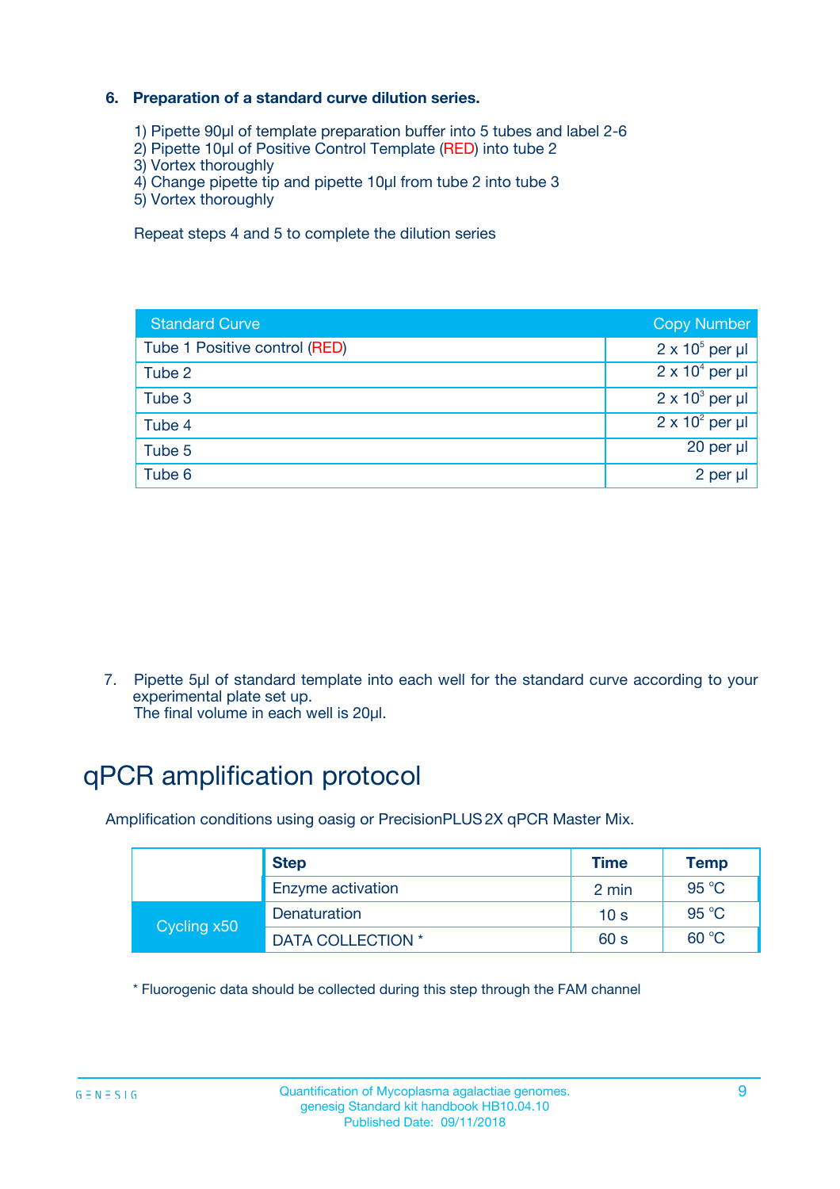### 6. Preparation of a standard curve dilution series.

1) Pipette 90µl of template preparation buffer into 5 tubes and label 2-6
2) Pipette 10µl of Positive Control Template (RED) into tube 2
3) Vortex thoroughly
4) Change pipette tip and pipette 10µl from tube 2 into tube 3
5) Vortex thoroughly

Repeat steps 4 and 5 to complete the dilution series

| Standard Curve | Copy Number |
|---|---|
| Tube 1 Positive control (RED) | $2 \times 10^5$ per µl |
| Tube 2 | $2 \times 10^4$ per µl |
| Tube 3 | $2 \times 10^3$ per µl |
| Tube 4 | $2 \times 10^2$ per µl |
| Tube 5 | 20 per µl |
| Tube 6 | 2 per µl |

7. Pipette 5µl of standard template into each well for the standard curve according to your experimental plate set up.
The final volume in each well is 20µl.

# qPCR amplification protocol

Amplification conditions using oasig or PrecisionPLUS 2X qPCR Master Mix.

| | Step | Time | Temp |
|---|---|---|---|
| | Enzyme activation | 2 min | 95 °C |
| Cycling x50 | Denaturation | 10 s | 95 °C |
| | DATA COLLECTION * | 60 s | 60 °C |

* Fluorogenic data should be collected during this step through the FAM channel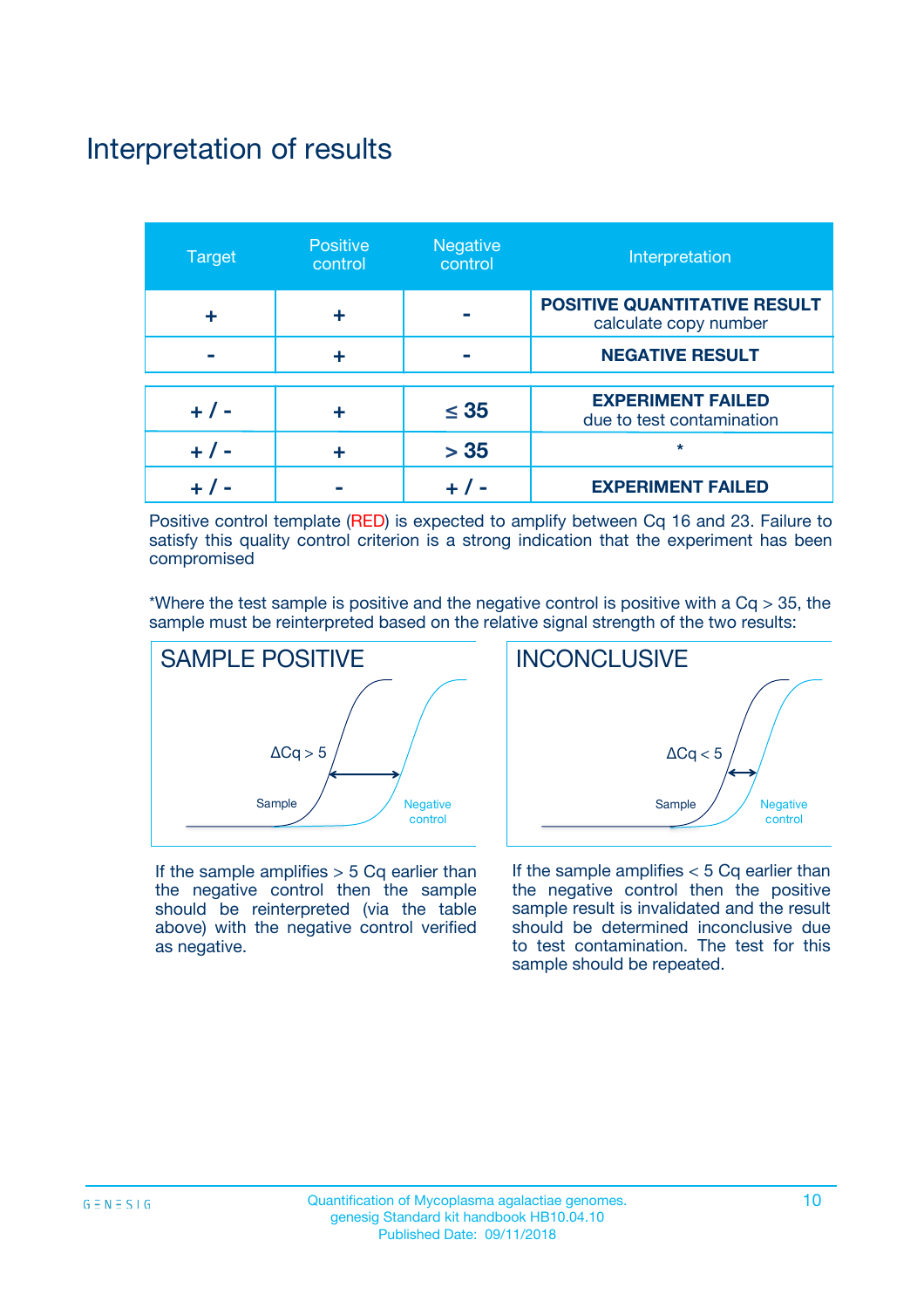# Interpretation of results

| Target | Positive control | Negative control | Interpretation |
|---|---|---|---|
| + | + | - | **POSITIVE QUANTITATIVE RESULT** calculate copy number |
| - | + | - | **NEGATIVE RESULT** |
| + / - | + | ≤ 35 | **EXPERIMENT FAILED** due to test contamination |
| + / - | + | > 35 | * |
| + / - | - | + / - | **EXPERIMENT FAILED** |

Positive control template (RED) is expected to amplify between Cq 16 and 23. Failure to satisfy this quality control criterion is a strong indication that the experiment has been compromised

*Where the test sample is positive and the negative control is positive with a Cq > 35, the sample must be reinterpreted based on the relative signal strength of the two results:

SAMPLE POSITIVE

ΔCq > 5

Sample

Negative control

If the sample amplifies > 5 Cq earlier than the negative control then the sample should be reinterpreted (via the table above) with the negative control verified as negative.

INCONCLUSIVE

ΔCq < 5

Sample

Negative control

If the sample amplifies < 5 Cq earlier than the negative control then the positive sample result is invalidated and the result should be determined inconclusive due to test contamination. The test for this sample should be repeated.